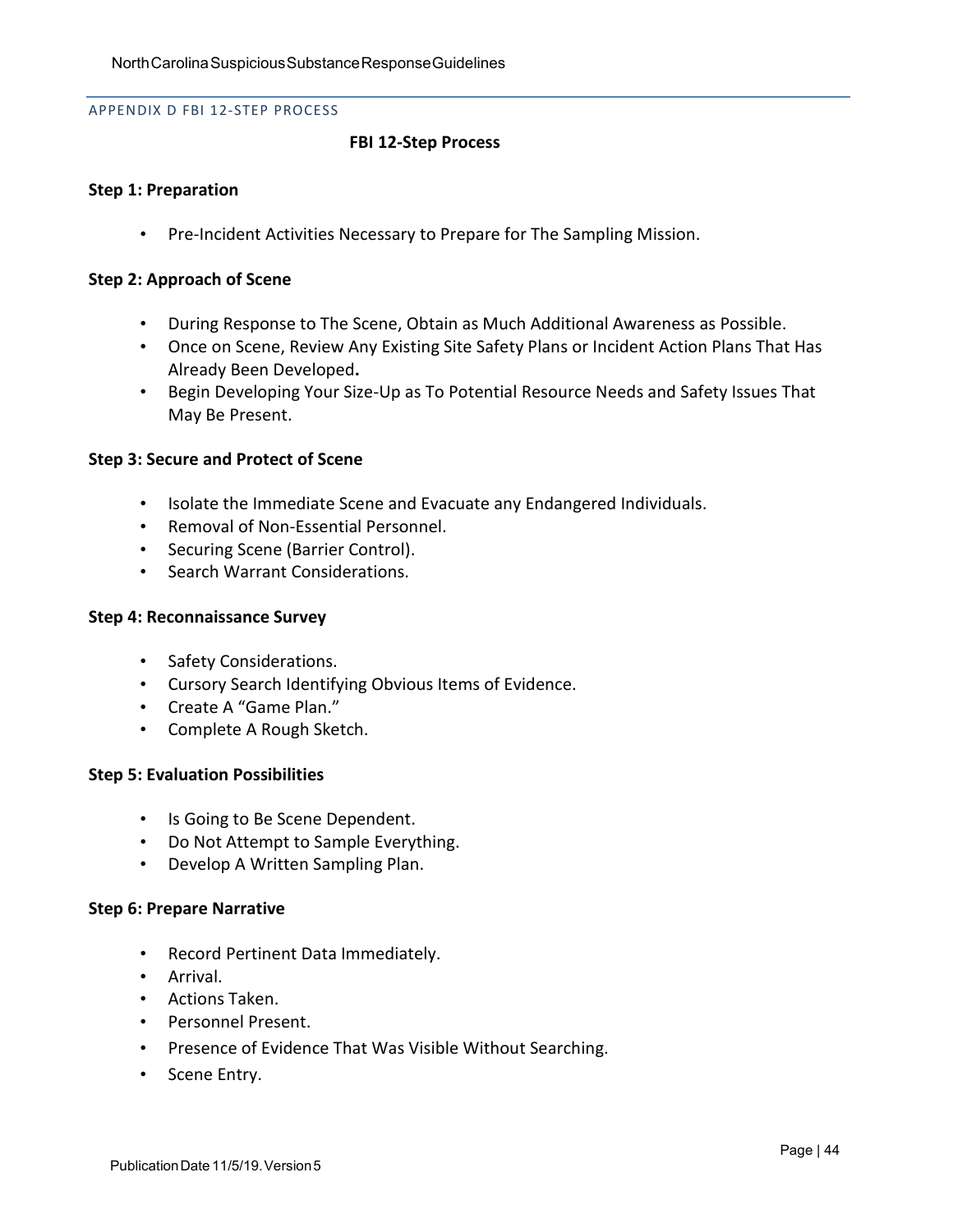## APPENDIX D FBI 12-STEP PROCESS

**FBI 12-Step Process**

**Step 1: Preparation**

- Pre-Incident Activities Necessary to Prepare for The Sampling Mission.

**Step 2: Approach of Scene**

- During Response to The Scene, Obtain as Much Additional Awareness as Possible.
- Once on Scene, Review Any Existing Site Safety Plans or Incident Action Plans That Has Already Been Developed**.**
- Begin Developing Your Size-Up as To Potential Resource Needs and Safety Issues That May Be Present.

**Step 3: Secure and Protect of Scene**

- Isolate the Immediate Scene and Evacuate any Endangered Individuals.
- Removal of Non-Essential Personnel.
- Securing Scene (Barrier Control).
- Search Warrant Considerations.

**Step 4: Reconnaissance Survey**

- Safety Considerations.
- Cursory Search Identifying Obvious Items of Evidence.
- Create A "Game Plan."
- Complete A Rough Sketch.

**Step 5: Evaluation Possibilities**

- Is Going to Be Scene Dependent.
- Do Not Attempt to Sample Everything.
- Develop A Written Sampling Plan.

**Step 6: Prepare Narrative**

- Record Pertinent Data Immediately.
- Arrival.
- Actions Taken.
- Personnel Present.
- Presence of Evidence That Was Visible Without Searching.
- Scene Entry.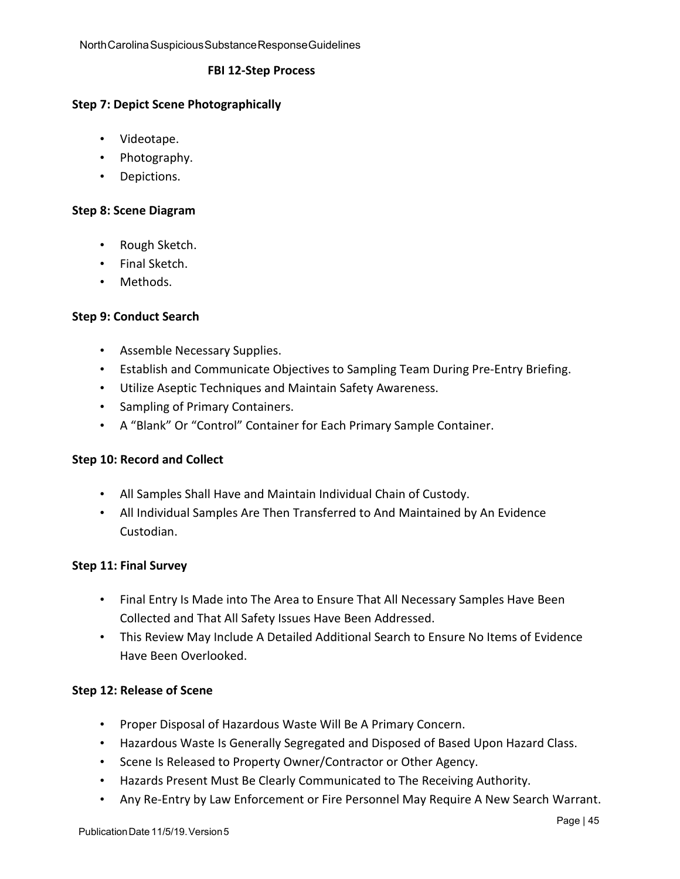## FBI 12-Step Process

### Step 7: Depict Scene Photographically

- Videotape.
- Photography.
- Depictions.

### Step 8: Scene Diagram

- Rough Sketch.
- Final Sketch.
- Methods.

### Step 9: Conduct Search

- Assemble Necessary Supplies.
- Establish and Communicate Objectives to Sampling Team During Pre-Entry Briefing.
- Utilize Aseptic Techniques and Maintain Safety Awareness.
- Sampling of Primary Containers.
- A "Blank" Or "Control" Container for Each Primary Sample Container.

### Step 10: Record and Collect

- All Samples Shall Have and Maintain Individual Chain of Custody.
- All Individual Samples Are Then Transferred to And Maintained by An Evidence Custodian.

### Step 11: Final Survey

- Final Entry Is Made into The Area to Ensure That All Necessary Samples Have Been Collected and That All Safety Issues Have Been Addressed.
- This Review May Include A Detailed Additional Search to Ensure No Items of Evidence Have Been Overlooked.

### Step 12: Release of Scene

- Proper Disposal of Hazardous Waste Will Be A Primary Concern.
- Hazardous Waste Is Generally Segregated and Disposed of Based Upon Hazard Class.
- Scene Is Released to Property Owner/Contractor or Other Agency.
- Hazards Present Must Be Clearly Communicated to The Receiving Authority.
- Any Re-Entry by Law Enforcement or Fire Personnel May Require A New Search Warrant.